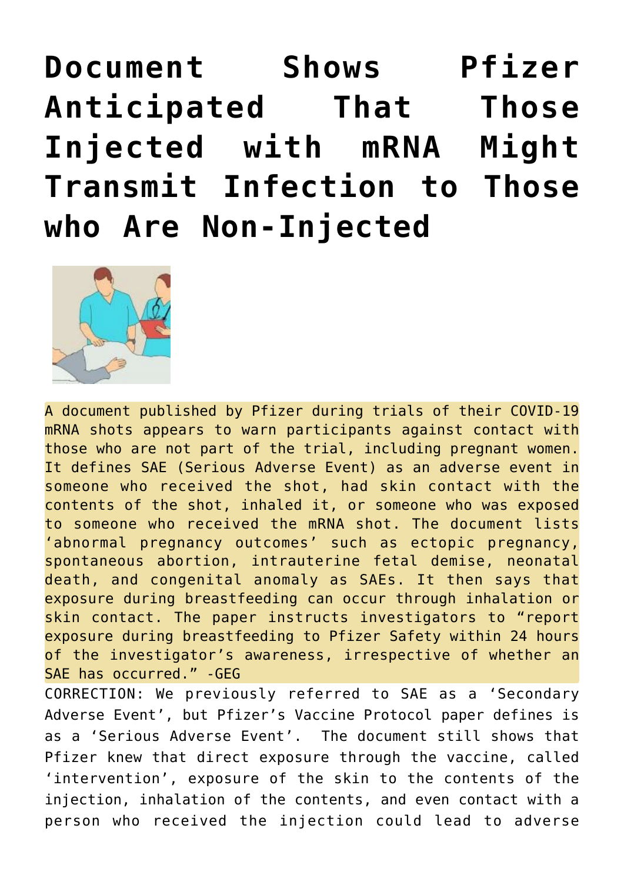# Document Shows Pfizer Anticipated That Those Injected with mRNA Might Transmit Infection to Those who Are Non-Injected

A document published by Pfizer during trials of their COVID-19 mRNA shots appears to warn participants against contact with those who are not part of the trial, including pregnant women. It defines SAE (Serious Adverse Event) as an adverse event in someone who received the shot, had skin contact with the contents of the shot, inhaled it, or someone who was exposed to someone who received the mRNA shot. The document lists 'abnormal pregnancy outcomes' such as ectopic pregnancy, spontaneous abortion, intrauterine fetal demise, neonatal death, and congenital anomaly as SAEs. It then says that exposure during breastfeeding can occur through inhalation or skin contact. The paper instructs investigators to "report exposure during breastfeeding to Pfizer Safety within 24 hours of the investigator's awareness, irrespective of whether an SAE has occurred." -GEG

CORRECTION: We previously referred to SAE as a 'Secondary Adverse Event', but Pfizer's Vaccine Protocol paper defines is as a 'Serious Adverse Event'. The document still shows that Pfizer knew that direct exposure through the vaccine, called 'intervention', exposure of the skin to the contents of the injection, inhalation of the contents, and even contact with a person who received the injection could lead to adverse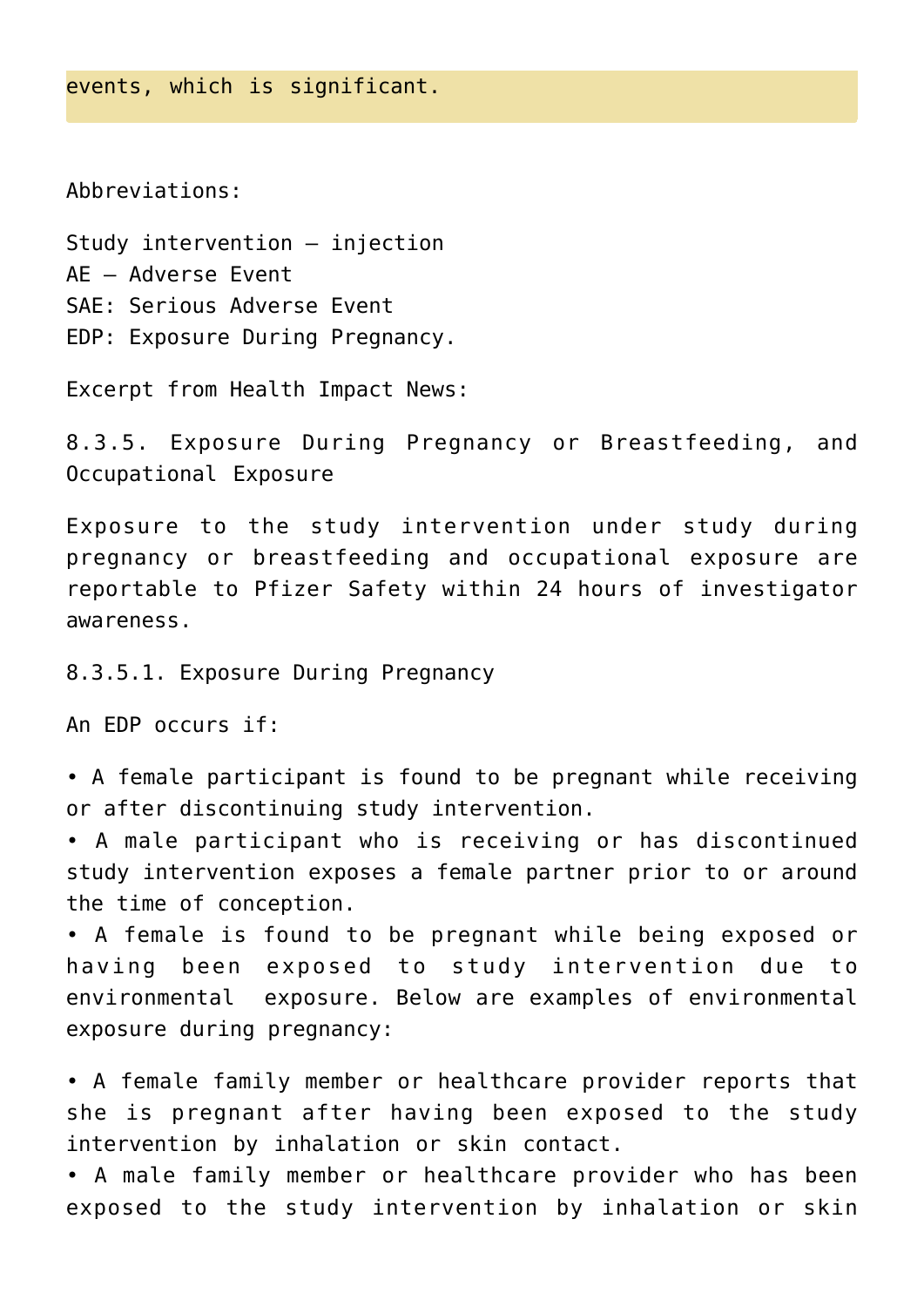events, which is significant.

Abbreviations:

Study intervention – injection
AE – Adverse Event
SAE: Serious Adverse Event
EDP: Exposure During Pregnancy.

Excerpt from Health Impact News:

8.3.5. Exposure During Pregnancy or Breastfeeding, and Occupational Exposure

Exposure to the study intervention under study during pregnancy or breastfeeding and occupational exposure are reportable to Pfizer Safety within 24 hours of investigator awareness.

8.3.5.1. Exposure During Pregnancy

An EDP occurs if:

- A female participant is found to be pregnant while receiving or after discontinuing study intervention.
- A male participant who is receiving or has discontinued study intervention exposes a female partner prior to or around the time of conception.
- A female is found to be pregnant while being exposed or having been exposed to study intervention due to environmental exposure. Below are examples of environmental exposure during pregnancy:

- A female family member or healthcare provider reports that she is pregnant after having been exposed to the study intervention by inhalation or skin contact.
- A male family member or healthcare provider who has been exposed to the study intervention by inhalation or skin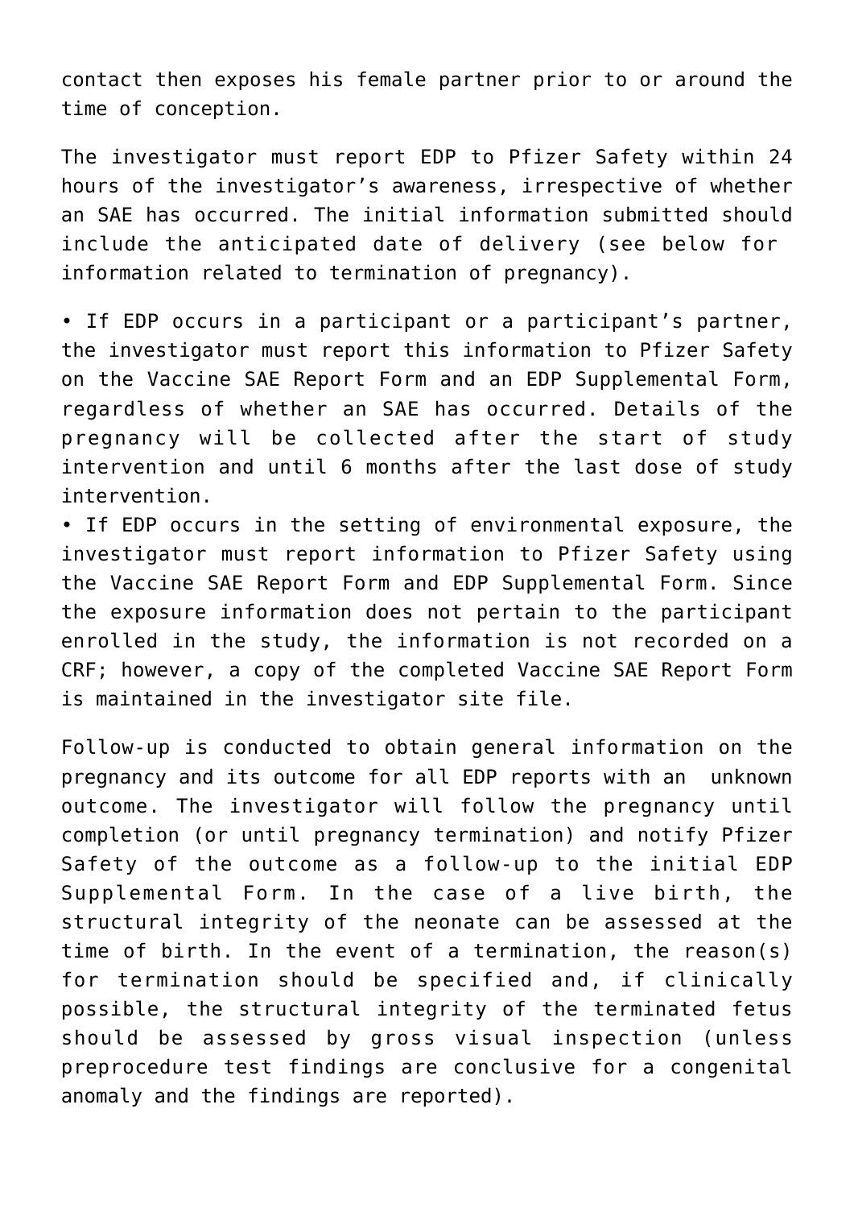contact then exposes his female partner prior to or around the time of conception.

The investigator must report EDP to Pfizer Safety within 24 hours of the investigator's awareness, irrespective of whether an SAE has occurred. The initial information submitted should include the anticipated date of delivery (see below for information related to termination of pregnancy).

- If EDP occurs in a participant or a participant's partner, the investigator must report this information to Pfizer Safety on the Vaccine SAE Report Form and an EDP Supplemental Form, regardless of whether an SAE has occurred. Details of the pregnancy will be collected after the start of study intervention and until 6 months after the last dose of study intervention.
- If EDP occurs in the setting of environmental exposure, the investigator must report information to Pfizer Safety using the Vaccine SAE Report Form and EDP Supplemental Form. Since the exposure information does not pertain to the participant enrolled in the study, the information is not recorded on a CRF; however, a copy of the completed Vaccine SAE Report Form is maintained in the investigator site file.

Follow-up is conducted to obtain general information on the pregnancy and its outcome for all EDP reports with an unknown outcome. The investigator will follow the pregnancy until completion (or until pregnancy termination) and notify Pfizer Safety of the outcome as a follow-up to the initial EDP Supplemental Form. In the case of a live birth, the structural integrity of the neonate can be assessed at the time of birth. In the event of a termination, the reason(s) for termination should be specified and, if clinically possible, the structural integrity of the terminated fetus should be assessed by gross visual inspection (unless preprocedure test findings are conclusive for a congenital anomaly and the findings are reported).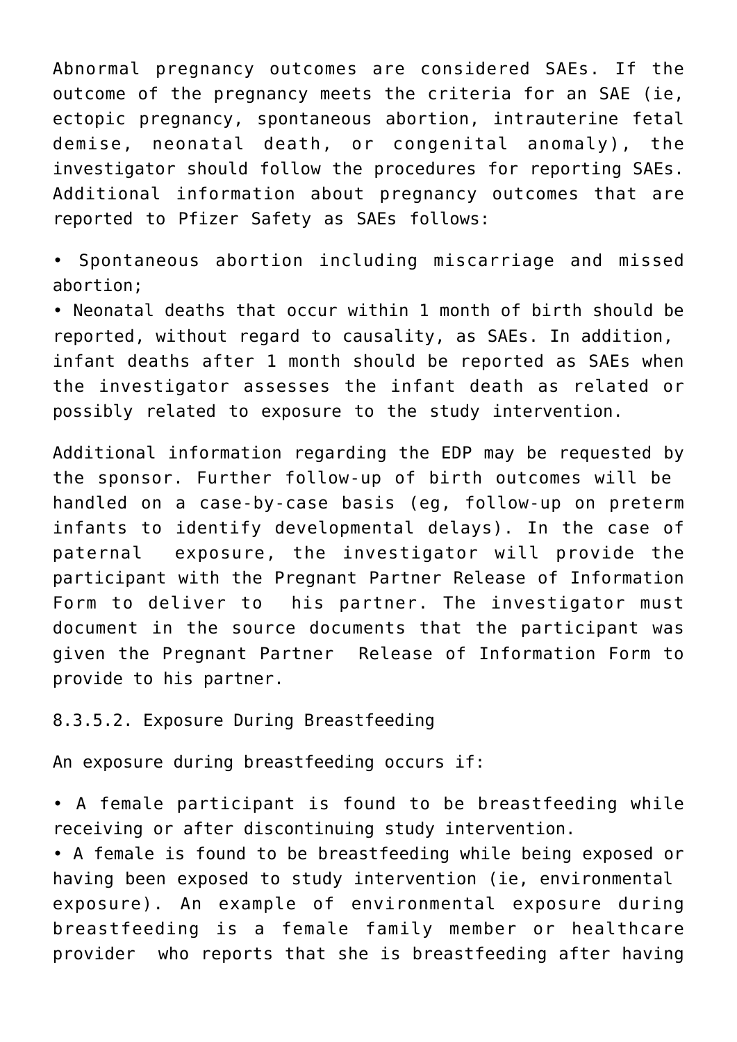Abnormal pregnancy outcomes are considered SAEs. If the outcome of the pregnancy meets the criteria for an SAE (ie, ectopic pregnancy, spontaneous abortion, intrauterine fetal demise, neonatal death, or congenital anomaly), the investigator should follow the procedures for reporting SAEs. Additional information about pregnancy outcomes that are reported to Pfizer Safety as SAEs follows:

- Spontaneous abortion including miscarriage and missed abortion;
- Neonatal deaths that occur within 1 month of birth should be reported, without regard to causality, as SAEs. In addition, infant deaths after 1 month should be reported as SAEs when the investigator assesses the infant death as related or possibly related to exposure to the study intervention.

Additional information regarding the EDP may be requested by the sponsor. Further follow-up of birth outcomes will be handled on a case-by-case basis (eg, follow-up on preterm infants to identify developmental delays). In the case of paternal exposure, the investigator will provide the participant with the Pregnant Partner Release of Information Form to deliver to his partner. The investigator must document in the source documents that the participant was given the Pregnant Partner Release of Information Form to provide to his partner.

#### 8.3.5.2. Exposure During Breastfeeding

An exposure during breastfeeding occurs if:

- A female participant is found to be breastfeeding while receiving or after discontinuing study intervention.
- A female is found to be breastfeeding while being exposed or having been exposed to study intervention (ie, environmental exposure). An example of environmental exposure during breastfeeding is a female family member or healthcare provider who reports that she is breastfeeding after having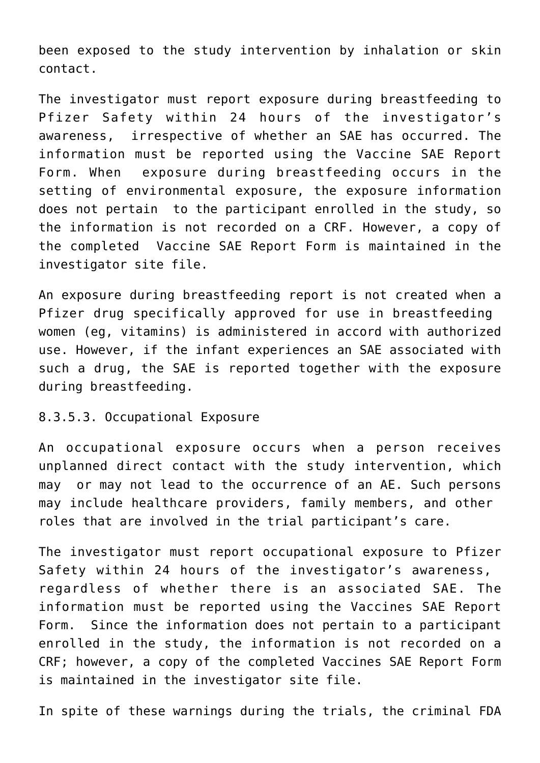been exposed to the study intervention by inhalation or skin contact.

The investigator must report exposure during breastfeeding to Pfizer Safety within 24 hours of the investigator's awareness, irrespective of whether an SAE has occurred. The information must be reported using the Vaccine SAE Report Form. When exposure during breastfeeding occurs in the setting of environmental exposure, the exposure information does not pertain to the participant enrolled in the study, so the information is not recorded on a CRF. However, a copy of the completed Vaccine SAE Report Form is maintained in the investigator site file.

An exposure during breastfeeding report is not created when a Pfizer drug specifically approved for use in breastfeeding women (eg, vitamins) is administered in accord with authorized use. However, if the infant experiences an SAE associated with such a drug, the SAE is reported together with the exposure during breastfeeding.

8.3.5.3. Occupational Exposure

An occupational exposure occurs when a person receives unplanned direct contact with the study intervention, which may or may not lead to the occurrence of an AE. Such persons may include healthcare providers, family members, and other roles that are involved in the trial participant's care.

The investigator must report occupational exposure to Pfizer Safety within 24 hours of the investigator's awareness, regardless of whether there is an associated SAE. The information must be reported using the Vaccines SAE Report Form. Since the information does not pertain to a participant enrolled in the study, the information is not recorded on a CRF; however, a copy of the completed Vaccines SAE Report Form is maintained in the investigator site file.

In spite of these warnings during the trials, the criminal FDA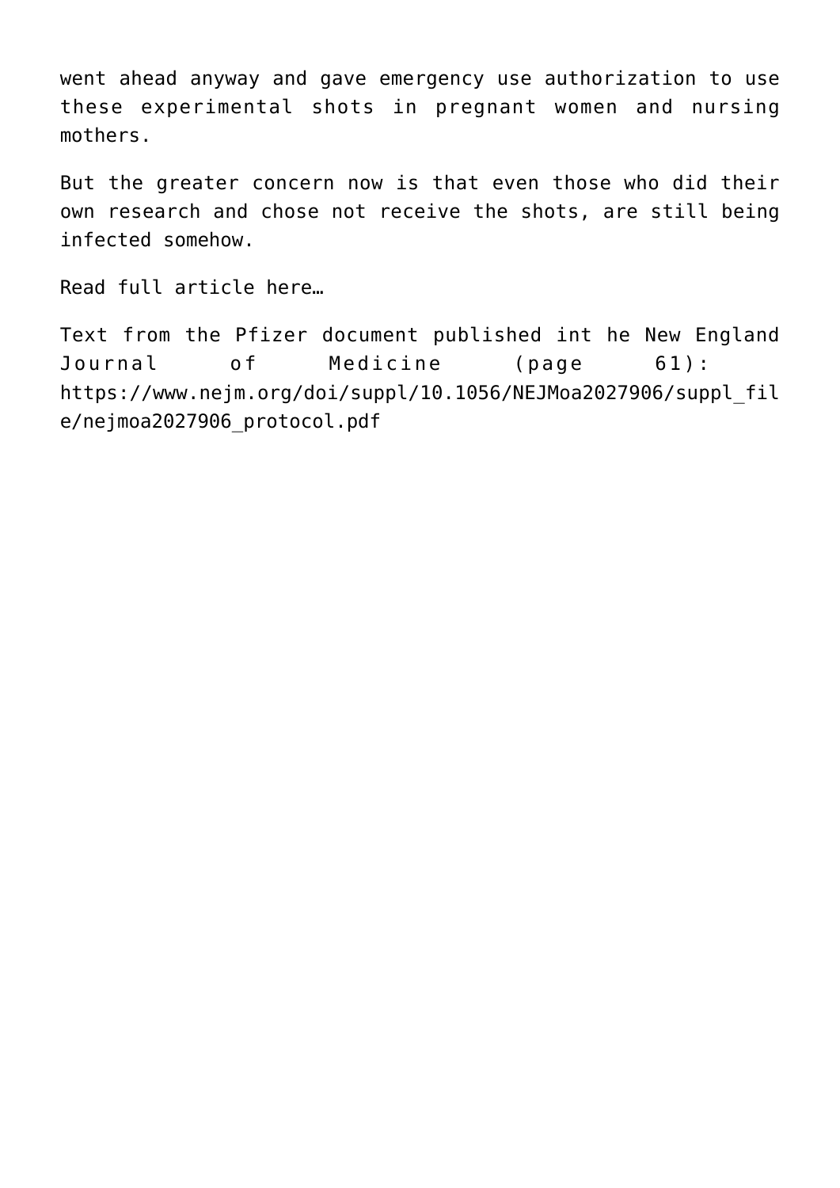went ahead anyway and gave emergency use authorization to use these experimental shots in pregnant women and nursing mothers.

But the greater concern now is that even those who did their own research and chose not receive the shots, are still being infected somehow.

Read full article here…

Text from the Pfizer document published int he New England Journal of Medicine (page 61): https://www.nejm.org/doi/suppl/10.1056/NEJMoa2027906/suppl_file/nejmoa2027906_protocol.pdf